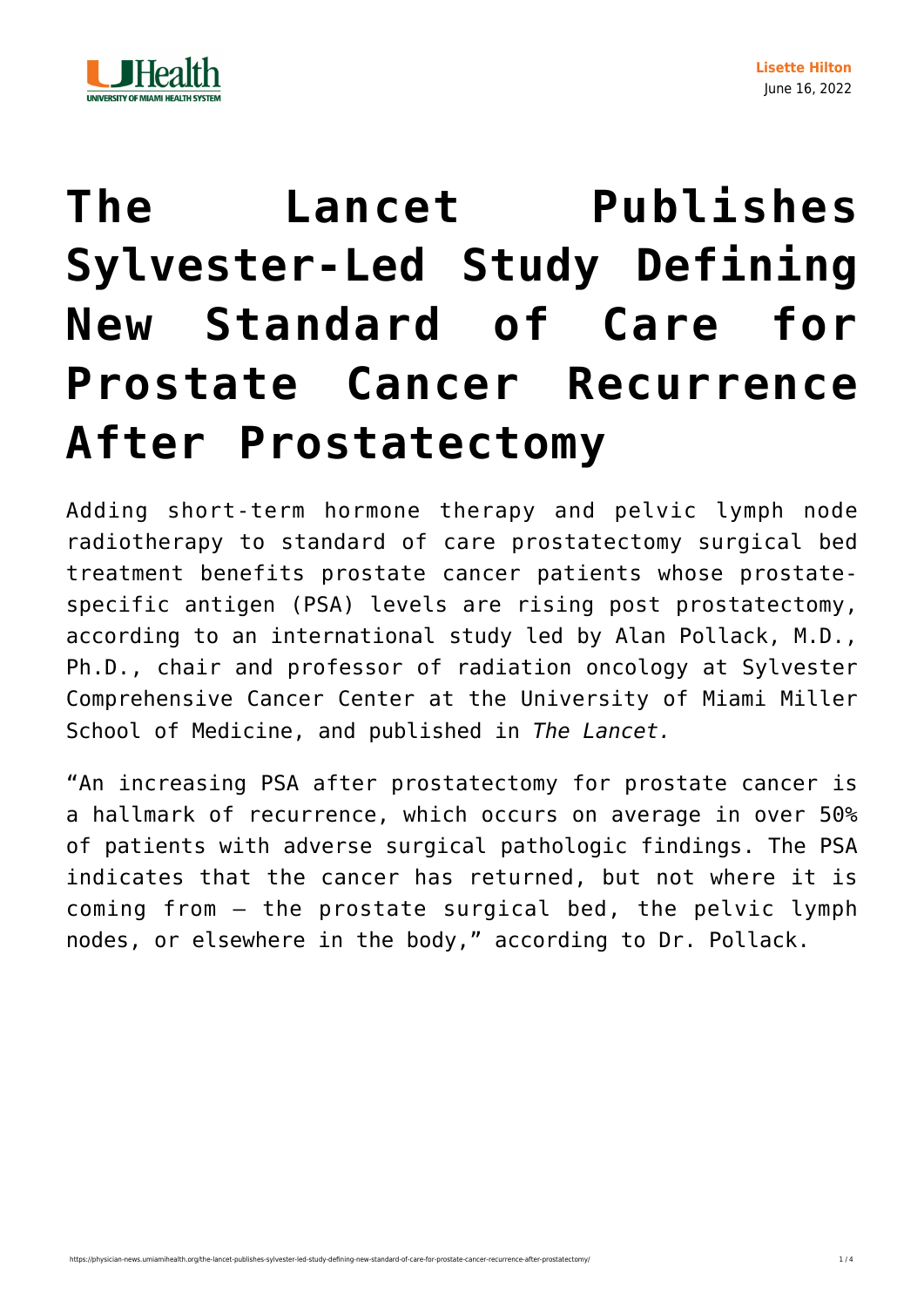Lisette Hilton
June 16, 2022

# The Lancet Publishes Sylvester-Led Study Defining New Standard of Care for Prostate Cancer Recurrence After Prostatectomy

Adding short-term hormone therapy and pelvic lymph node radiotherapy to standard of care prostatectomy surgical bed treatment benefits prostate cancer patients whose prostate-specific antigen (PSA) levels are rising post prostatectomy, according to an international study led by Alan Pollack, M.D., Ph.D., chair and professor of radiation oncology at Sylvester Comprehensive Cancer Center at the University of Miami Miller School of Medicine, and published in *The Lancet.*

"An increasing PSA after prostatectomy for prostate cancer is a hallmark of recurrence, which occurs on average in over 50% of patients with adverse surgical pathologic findings. The PSA indicates that the cancer has returned, but not where it is coming from – the prostate surgical bed, the pelvic lymph nodes, or elsewhere in the body," according to Dr. Pollack.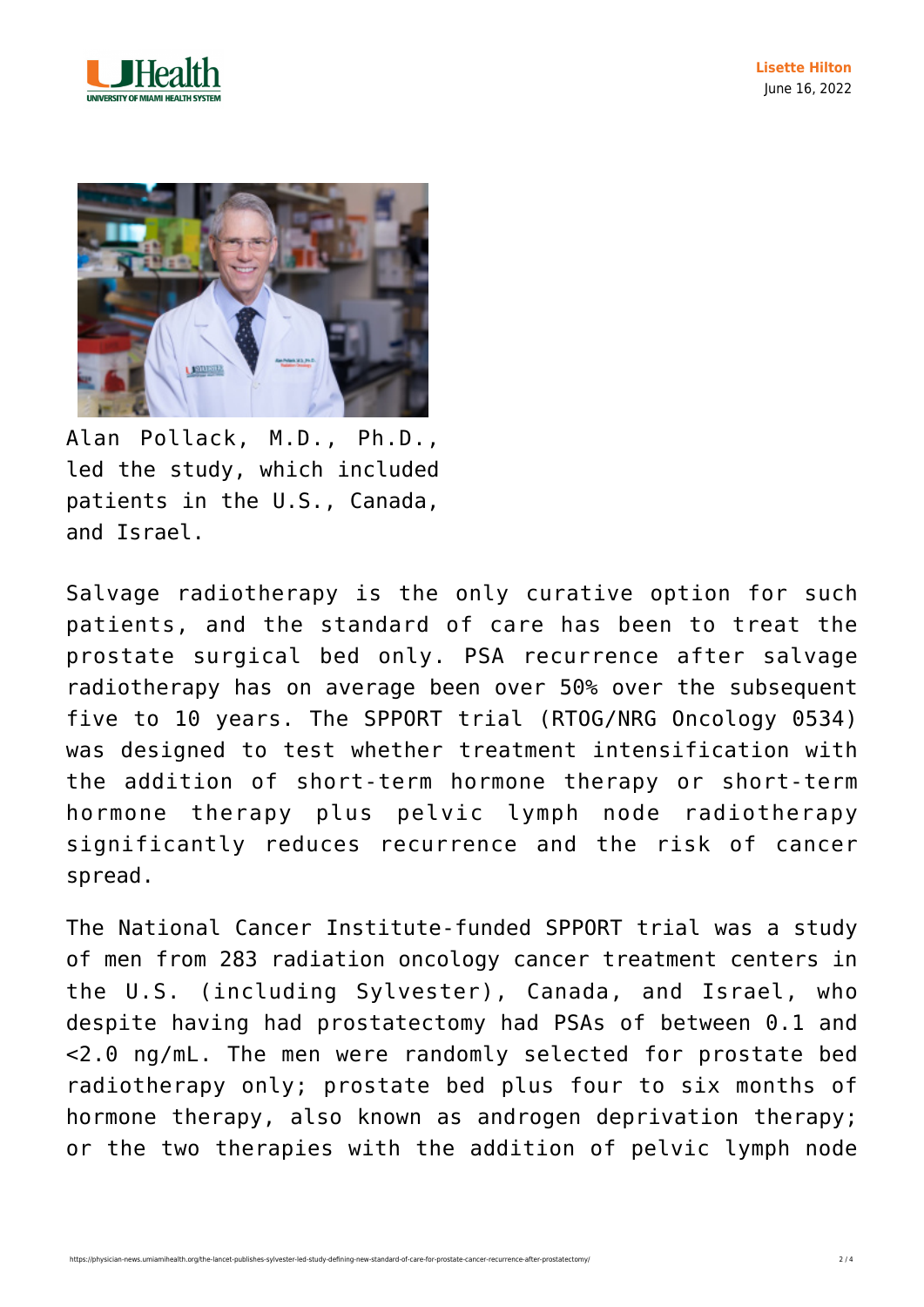Alan Pollack, M.D., Ph.D., led the study, which included patients in the U.S., Canada, and Israel.

Salvage radiotherapy is the only curative option for such patients, and the standard of care has been to treat the prostate surgical bed only. PSA recurrence after salvage radiotherapy has on average been over 50% over the subsequent five to 10 years. The SPPORT trial (RTOG/NRG Oncology 0534) was designed to test whether treatment intensification with the addition of short-term hormone therapy or short-term hormone therapy plus pelvic lymph node radiotherapy significantly reduces recurrence and the risk of cancer spread.

The National Cancer Institute-funded SPPORT trial was a study of men from 283 radiation oncology cancer treatment centers in the U.S. (including Sylvester), Canada, and Israel, who despite having had prostatectomy had PSAs of between 0.1 and <2.0 ng/mL. The men were randomly selected for prostate bed radiotherapy only; prostate bed plus four to six months of hormone therapy, also known as androgen deprivation therapy; or the two therapies with the addition of pelvic lymph node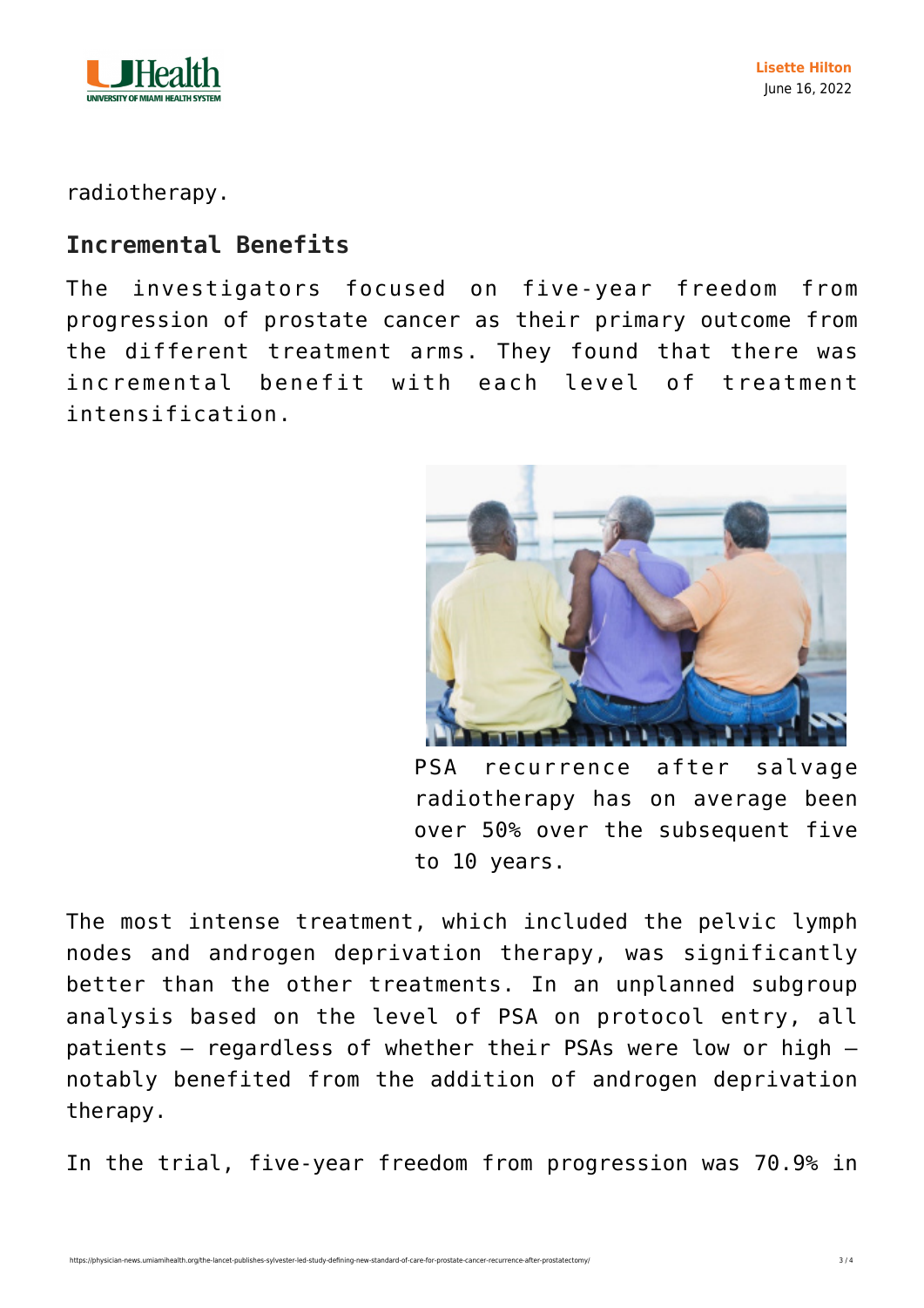radiotherapy.

## Incremental Benefits

The investigators focused on five-year freedom from progression of prostate cancer as their primary outcome from the different treatment arms. They found that there was incremental benefit with each level of treatment intensification.

PSA recurrence after salvage radiotherapy has on average been over 50% over the subsequent five to 10 years.

The most intense treatment, which included the pelvic lymph nodes and androgen deprivation therapy, was significantly better than the other treatments. In an unplanned subgroup analysis based on the level of PSA on protocol entry, all patients – regardless of whether their PSAs were low or high – notably benefited from the addition of androgen deprivation therapy.

In the trial, five-year freedom from progression was 70.9% in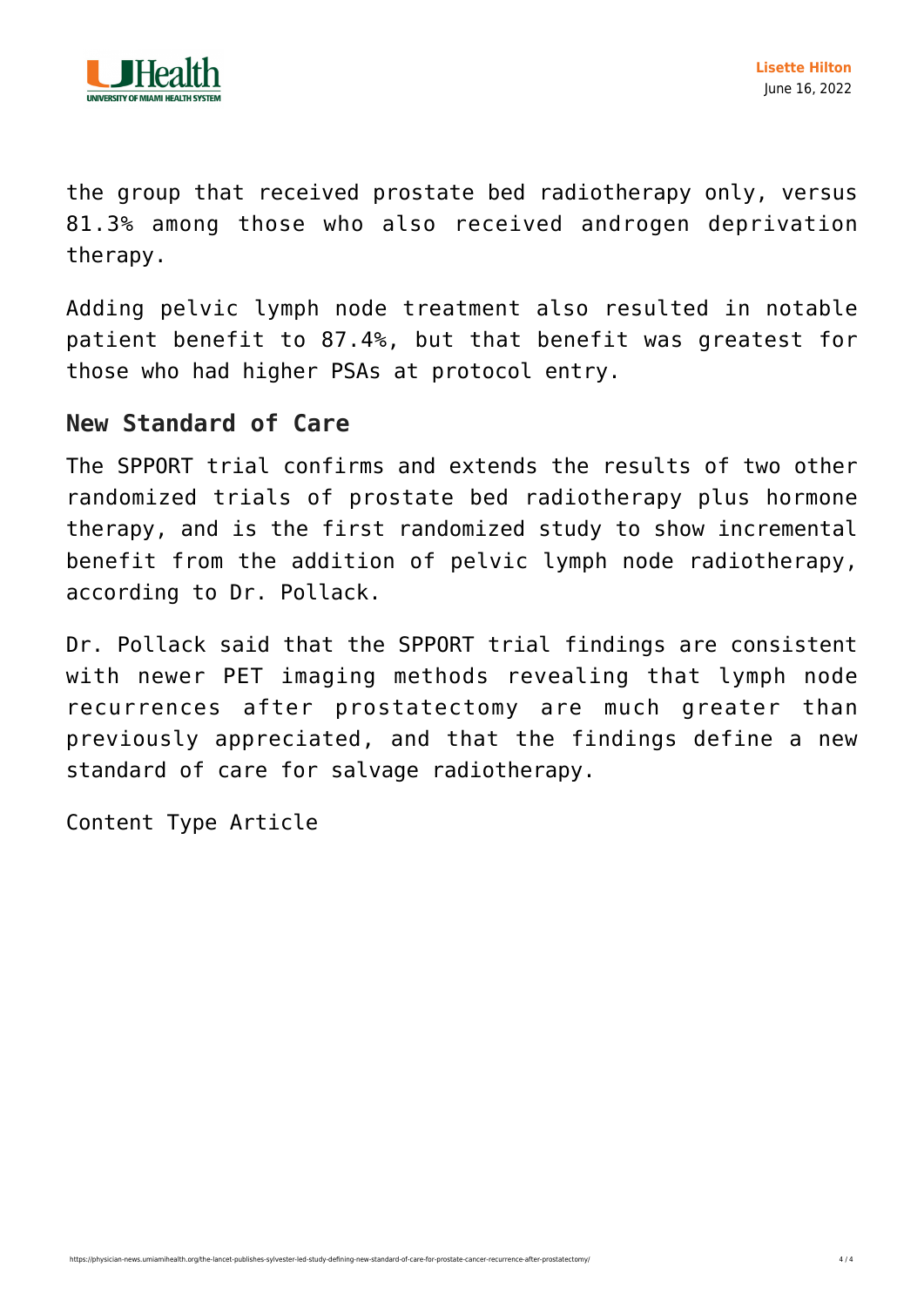the group that received prostate bed radiotherapy only, versus 81.3% among those who also received androgen deprivation therapy.

Adding pelvic lymph node treatment also resulted in notable patient benefit to 87.4%, but that benefit was greatest for those who had higher PSAs at protocol entry.

## New Standard of Care

The SPPORT trial confirms and extends the results of two other randomized trials of prostate bed radiotherapy plus hormone therapy, and is the first randomized study to show incremental benefit from the addition of pelvic lymph node radiotherapy, according to Dr. Pollack.

Dr. Pollack said that the SPPORT trial findings are consistent with newer PET imaging methods revealing that lymph node recurrences after prostatectomy are much greater than previously appreciated, and that the findings define a new standard of care for salvage radiotherapy.

Content Type Article